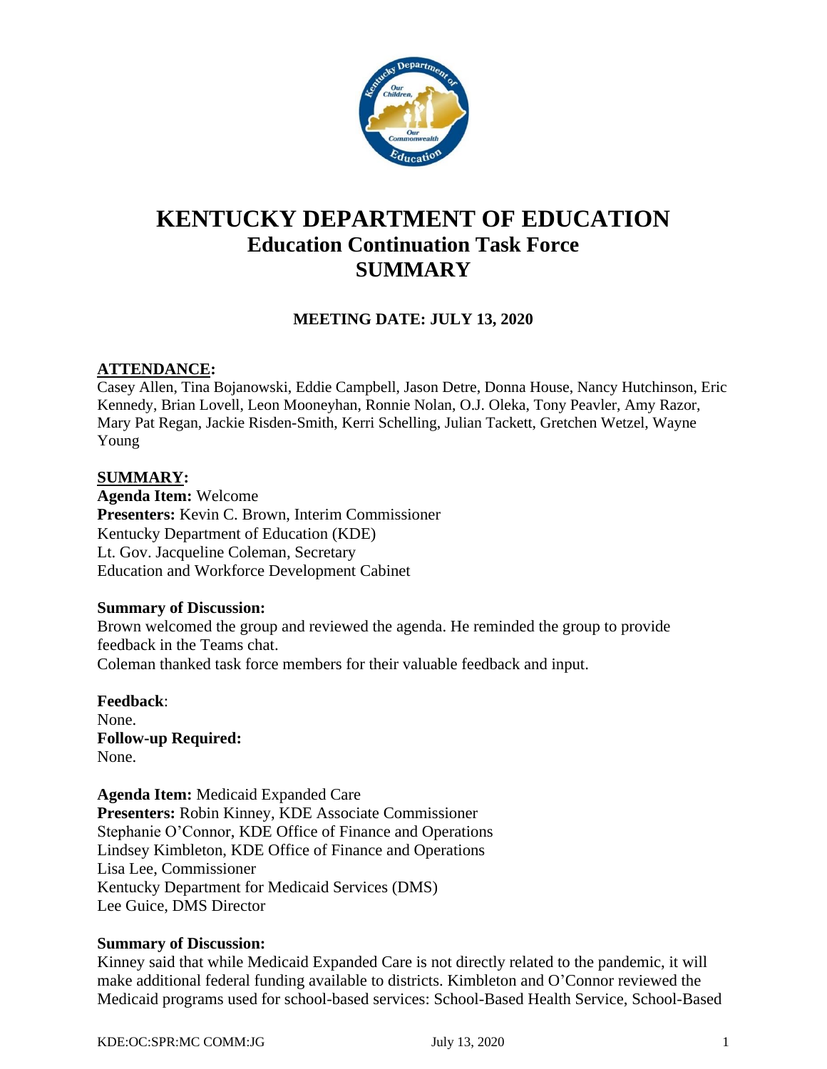# KENTUCKY DEPARTMENT OF EDUCATION
## Education Continuation Task Force
## SUMMARY

**MEETING DATE: JULY 13, 2020**

**ATTENDANCE:**
Casey Allen, Tina Bojanowski, Eddie Campbell, Jason Detre, Donna House, Nancy Hutchinson, Eric Kennedy, Brian Lovell, Leon Mooneyhan, Ronnie Nolan, O.J. Oleka, Tony Peavler, Amy Razor, Mary Pat Regan, Jackie Risden-Smith, Kerri Schelling, Julian Tackett, Gretchen Wetzel, Wayne Young

**SUMMARY:**

**Agenda Item:** Welcome
**Presenters:** Kevin C. Brown, Interim Commissioner
Kentucky Department of Education (KDE)
Lt. Gov. Jacqueline Coleman, Secretary
Education and Workforce Development Cabinet

**Summary of Discussion:**
Brown welcomed the group and reviewed the agenda. He reminded the group to provide feedback in the Teams chat.
Coleman thanked task force members for their valuable feedback and input.

**Feedback**:
None.
**Follow-up Required:**
None.

**Agenda Item:** Medicaid Expanded Care
**Presenters:** Robin Kinney, KDE Associate Commissioner
Stephanie O'Connor, KDE Office of Finance and Operations
Lindsey Kimbleton, KDE Office of Finance and Operations
Lisa Lee, Commissioner
Kentucky Department for Medicaid Services (DMS)
Lee Guice, DMS Director

**Summary of Discussion:**
Kinney said that while Medicaid Expanded Care is not directly related to the pandemic, it will make additional federal funding available to districts. Kimbleton and O'Connor reviewed the Medicaid programs used for school-based services: School-Based Health Service, School-Based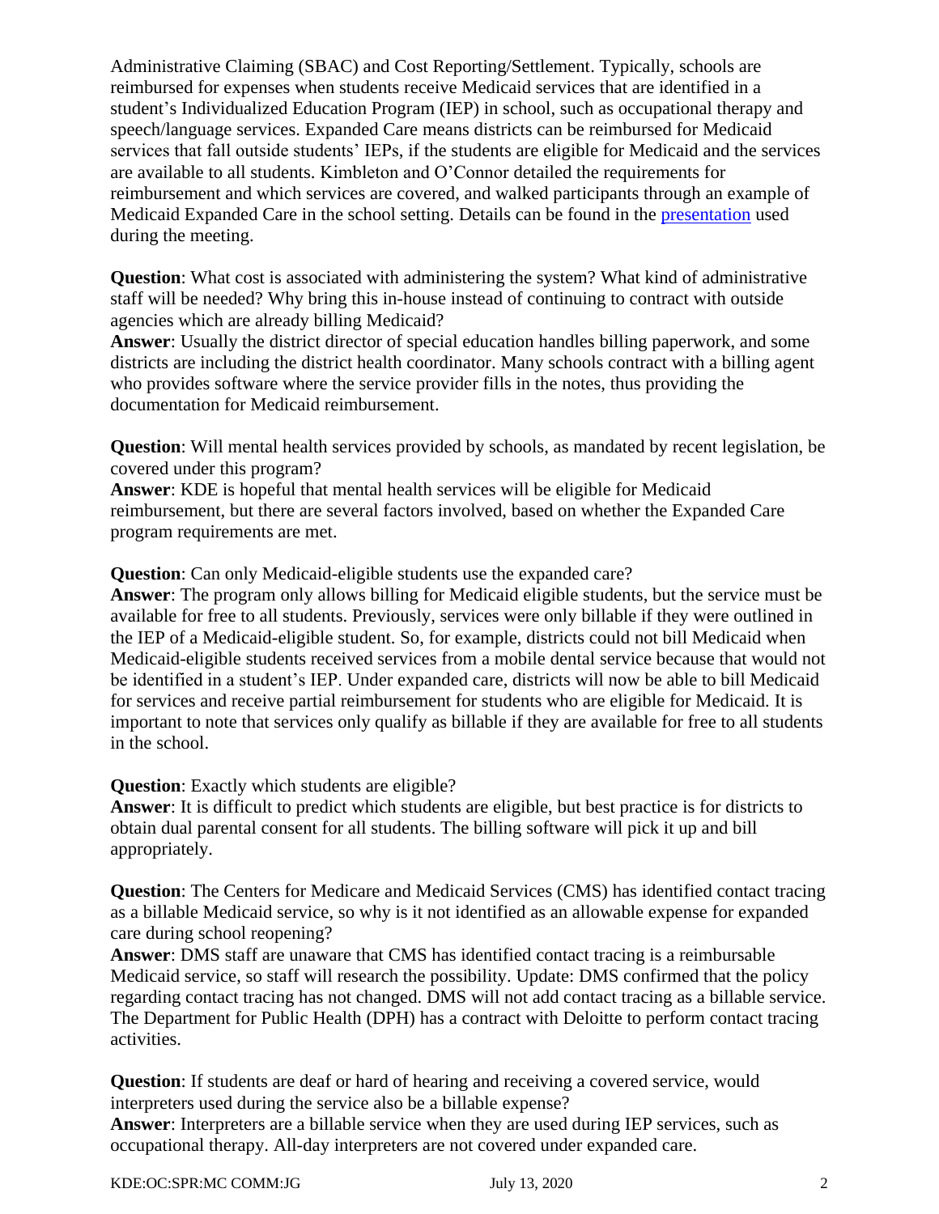Administrative Claiming (SBAC) and Cost Reporting/Settlement. Typically, schools are reimbursed for expenses when students receive Medicaid services that are identified in a student's Individualized Education Program (IEP) in school, such as occupational therapy and speech/language services. Expanded Care means districts can be reimbursed for Medicaid services that fall outside students' IEPs, if the students are eligible for Medicaid and the services are available to all students. Kimbleton and O'Connor detailed the requirements for reimbursement and which services are covered, and walked participants through an example of Medicaid Expanded Care in the school setting. Details can be found in the presentation used during the meeting.

**Question**: What cost is associated with administering the system? What kind of administrative staff will be needed? Why bring this in-house instead of continuing to contract with outside agencies which are already billing Medicaid?
**Answer**: Usually the district director of special education handles billing paperwork, and some districts are including the district health coordinator. Many schools contract with a billing agent who provides software where the service provider fills in the notes, thus providing the documentation for Medicaid reimbursement.

**Question**: Will mental health services provided by schools, as mandated by recent legislation, be covered under this program?
**Answer**: KDE is hopeful that mental health services will be eligible for Medicaid reimbursement, but there are several factors involved, based on whether the Expanded Care program requirements are met.

**Question**: Can only Medicaid-eligible students use the expanded care?
**Answer**: The program only allows billing for Medicaid eligible students, but the service must be available for free to all students. Previously, services were only billable if they were outlined in the IEP of a Medicaid-eligible student. So, for example, districts could not bill Medicaid when Medicaid-eligible students received services from a mobile dental service because that would not be identified in a student's IEP. Under expanded care, districts will now be able to bill Medicaid for services and receive partial reimbursement for students who are eligible for Medicaid. It is important to note that services only qualify as billable if they are available for free to all students in the school.

**Question**: Exactly which students are eligible?
**Answer**: It is difficult to predict which students are eligible, but best practice is for districts to obtain dual parental consent for all students. The billing software will pick it up and bill appropriately.

**Question**: The Centers for Medicare and Medicaid Services (CMS) has identified contact tracing as a billable Medicaid service, so why is it not identified as an allowable expense for expanded care during school reopening?
**Answer**: DMS staff are unaware that CMS has identified contact tracing is a reimbursable Medicaid service, so staff will research the possibility. Update: DMS confirmed that the policy regarding contact tracing has not changed. DMS will not add contact tracing as a billable service. The Department for Public Health (DPH) has a contract with Deloitte to perform contact tracing activities.

**Question**: If students are deaf or hard of hearing and receiving a covered service, would interpreters used during the service also be a billable expense?
**Answer**: Interpreters are a billable service when they are used during IEP services, such as occupational therapy. All-day interpreters are not covered under expanded care.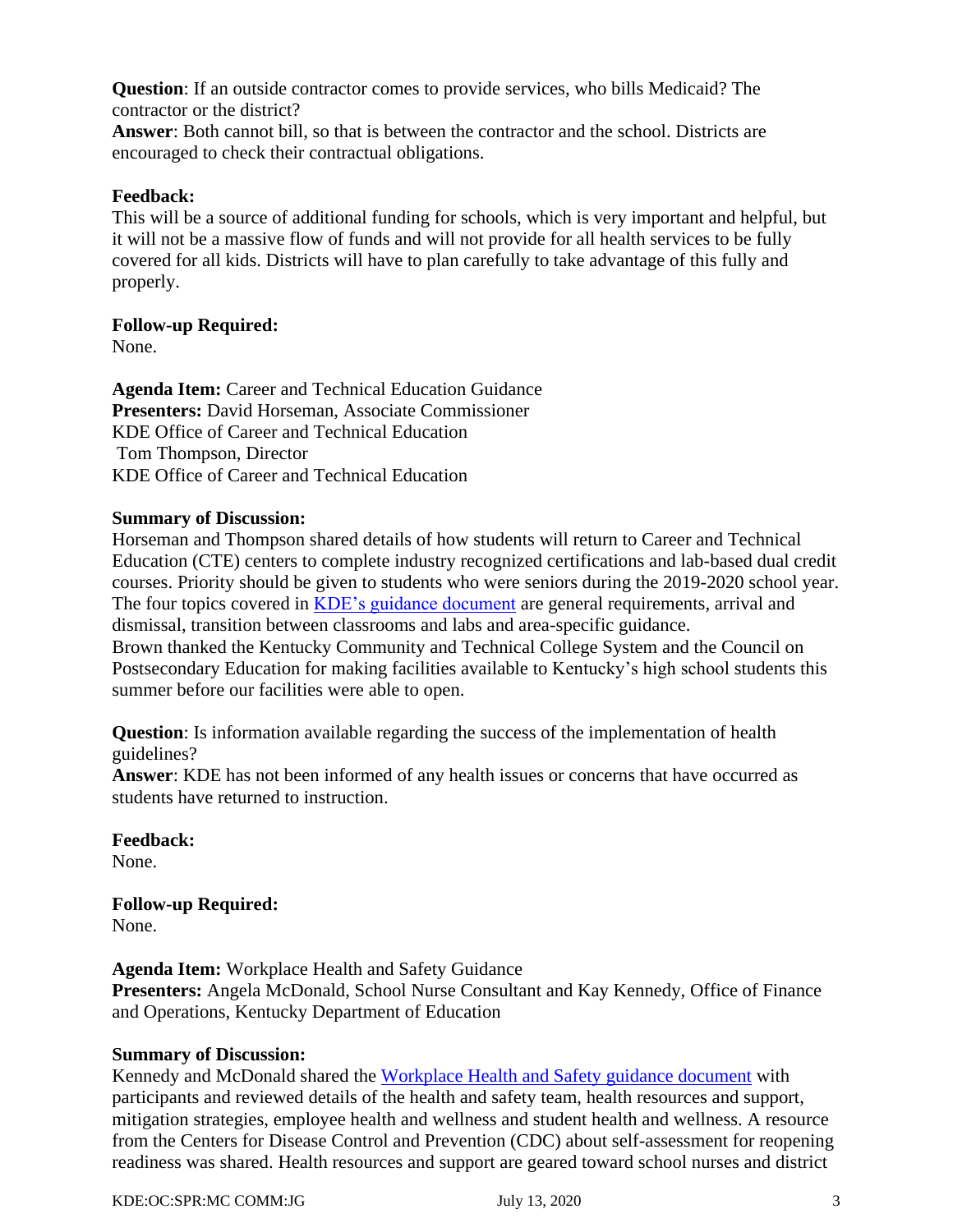**Question**: If an outside contractor comes to provide services, who bills Medicaid? The contractor or the district?
**Answer**: Both cannot bill, so that is between the contractor and the school. Districts are encouraged to check their contractual obligations.

**Feedback:**
This will be a source of additional funding for schools, which is very important and helpful, but it will not be a massive flow of funds and will not provide for all health services to be fully covered for all kids. Districts will have to plan carefully to take advantage of this fully and properly.

**Follow-up Required:**
None.

**Agenda Item:** Career and Technical Education Guidance
**Presenters:** David Horseman, Associate Commissioner
KDE Office of Career and Technical Education
Tom Thompson, Director
KDE Office of Career and Technical Education

**Summary of Discussion:**
Horseman and Thompson shared details of how students will return to Career and Technical Education (CTE) centers to complete industry recognized certifications and lab-based dual credit courses. Priority should be given to students who were seniors during the 2019-2020 school year. The four topics covered in KDE's guidance document are general requirements, arrival and dismissal, transition between classrooms and labs and area-specific guidance.
Brown thanked the Kentucky Community and Technical College System and the Council on Postsecondary Education for making facilities available to Kentucky's high school students this summer before our facilities were able to open.

**Question**: Is information available regarding the success of the implementation of health guidelines?
**Answer**: KDE has not been informed of any health issues or concerns that have occurred as students have returned to instruction.

**Feedback:**
None.

**Follow-up Required:**
None.

**Agenda Item:** Workplace Health and Safety Guidance
**Presenters:** Angela McDonald, School Nurse Consultant and Kay Kennedy, Office of Finance and Operations, Kentucky Department of Education

**Summary of Discussion:**
Kennedy and McDonald shared the Workplace Health and Safety guidance document with participants and reviewed details of the health and safety team, health resources and support, mitigation strategies, employee health and wellness and student health and wellness. A resource from the Centers for Disease Control and Prevention (CDC) about self-assessment for reopening readiness was shared. Health resources and support are geared toward school nurses and district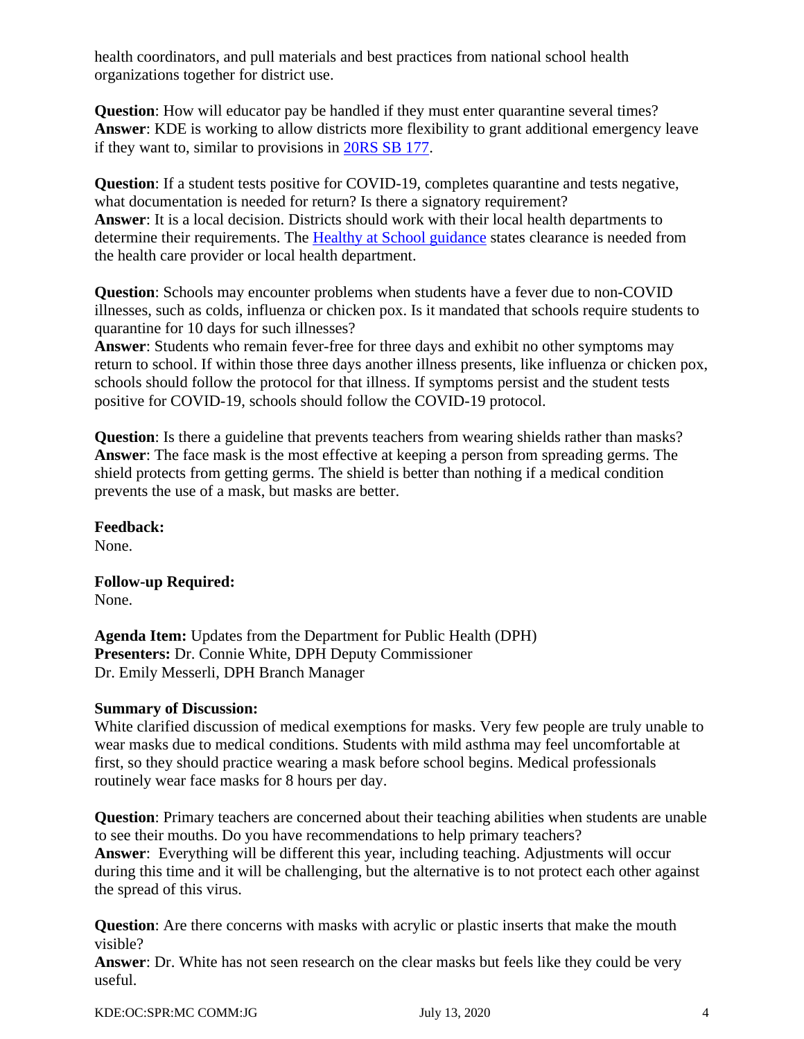health coordinators, and pull materials and best practices from national school health organizations together for district use.

**Question**: How will educator pay be handled if they must enter quarantine several times?
**Answer**: KDE is working to allow districts more flexibility to grant additional emergency leave if they want to, similar to provisions in [20RS SB 177](20RS SB 177).

**Question**: If a student tests positive for COVID-19, completes quarantine and tests negative, what documentation is needed for return? Is there a signatory requirement?
**Answer**: It is a local decision. Districts should work with their local health departments to determine their requirements. The [Healthy at School guidance](Healthy at School guidance) states clearance is needed from the health care provider or local health department.

**Question**: Schools may encounter problems when students have a fever due to non-COVID illnesses, such as colds, influenza or chicken pox. Is it mandated that schools require students to quarantine for 10 days for such illnesses?
**Answer**: Students who remain fever-free for three days and exhibit no other symptoms may return to school. If within those three days another illness presents, like influenza or chicken pox, schools should follow the protocol for that illness. If symptoms persist and the student tests positive for COVID-19, schools should follow the COVID-19 protocol.

**Question**: Is there a guideline that prevents teachers from wearing shields rather than masks?
**Answer**: The face mask is the most effective at keeping a person from spreading germs. The shield protects from getting germs. The shield is better than nothing if a medical condition prevents the use of a mask, but masks are better.

**Feedback:**
None.

**Follow-up Required:**
None.

**Agenda Item:** Updates from the Department for Public Health (DPH)
**Presenters:** Dr. Connie White, DPH Deputy Commissioner
Dr. Emily Messerli, DPH Branch Manager

**Summary of Discussion:**
White clarified discussion of medical exemptions for masks. Very few people are truly unable to wear masks due to medical conditions. Students with mild asthma may feel uncomfortable at first, so they should practice wearing a mask before school begins. Medical professionals routinely wear face masks for 8 hours per day.

**Question**: Primary teachers are concerned about their teaching abilities when students are unable to see their mouths. Do you have recommendations to help primary teachers?
**Answer**: Everything will be different this year, including teaching. Adjustments will occur during this time and it will be challenging, but the alternative is to not protect each other against the spread of this virus.

**Question**: Are there concerns with masks with acrylic or plastic inserts that make the mouth visible?
**Answer**: Dr. White has not seen research on the clear masks but feels like they could be very useful.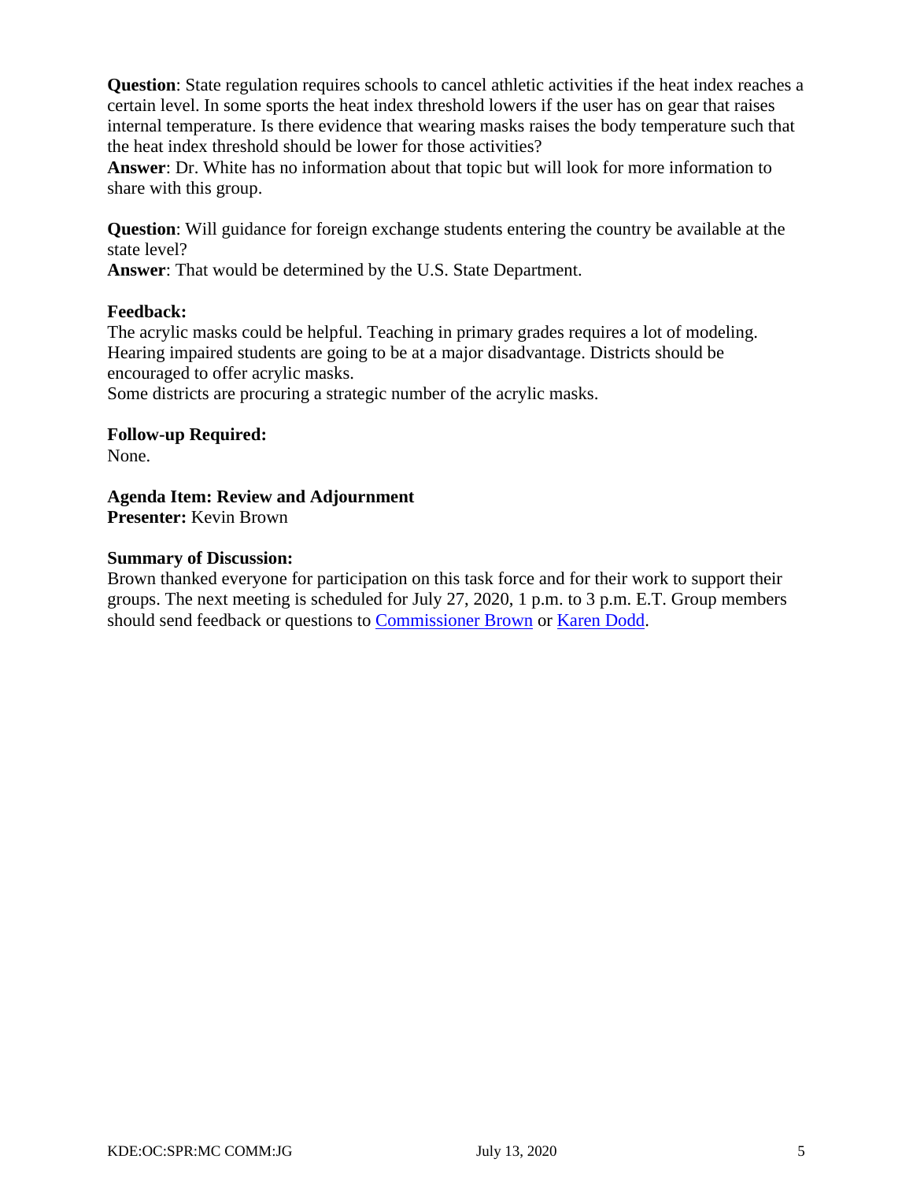**Question**: State regulation requires schools to cancel athletic activities if the heat index reaches a certain level. In some sports the heat index threshold lowers if the user has on gear that raises internal temperature. Is there evidence that wearing masks raises the body temperature such that the heat index threshold should be lower for those activities?
**Answer**: Dr. White has no information about that topic but will look for more information to share with this group.

**Question**: Will guidance for foreign exchange students entering the country be available at the state level?
**Answer**: That would be determined by the U.S. State Department.

**Feedback:**
The acrylic masks could be helpful. Teaching in primary grades requires a lot of modeling. Hearing impaired students are going to be at a major disadvantage. Districts should be encouraged to offer acrylic masks.
Some districts are procuring a strategic number of the acrylic masks.

**Follow-up Required:**
None.

**Agenda Item: Review and Adjournment**
**Presenter:** Kevin Brown

**Summary of Discussion:**
Brown thanked everyone for participation on this task force and for their work to support their groups. The next meeting is scheduled for July 27, 2020, 1 p.m. to 3 p.m. E.T. Group members should send feedback or questions to Commissioner Brown or Karen Dodd.